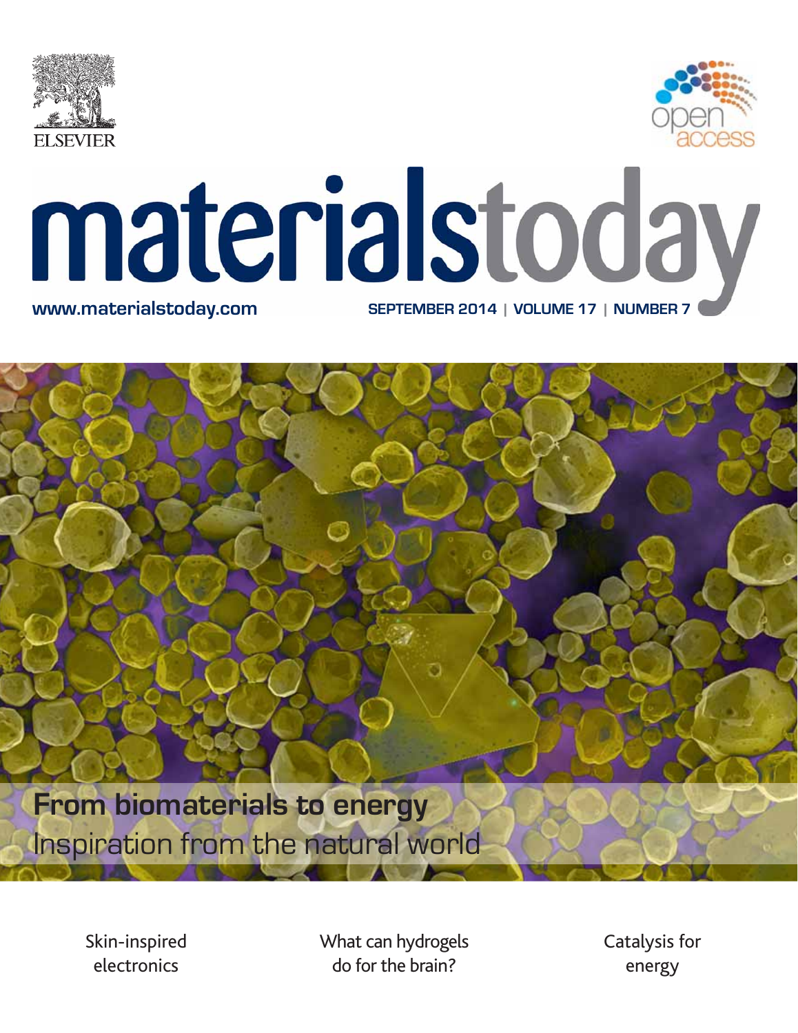ELSEVIER

open access

# materialstoday

www.materialstoday.com

SEPTEMBER 2014 | VOLUME 17 | NUMBER 7

**From biomaterials to energy**

Inspiration from the natural world

Skin-inspired electronics

What can hydrogels do for the brain?

Catalysis for energy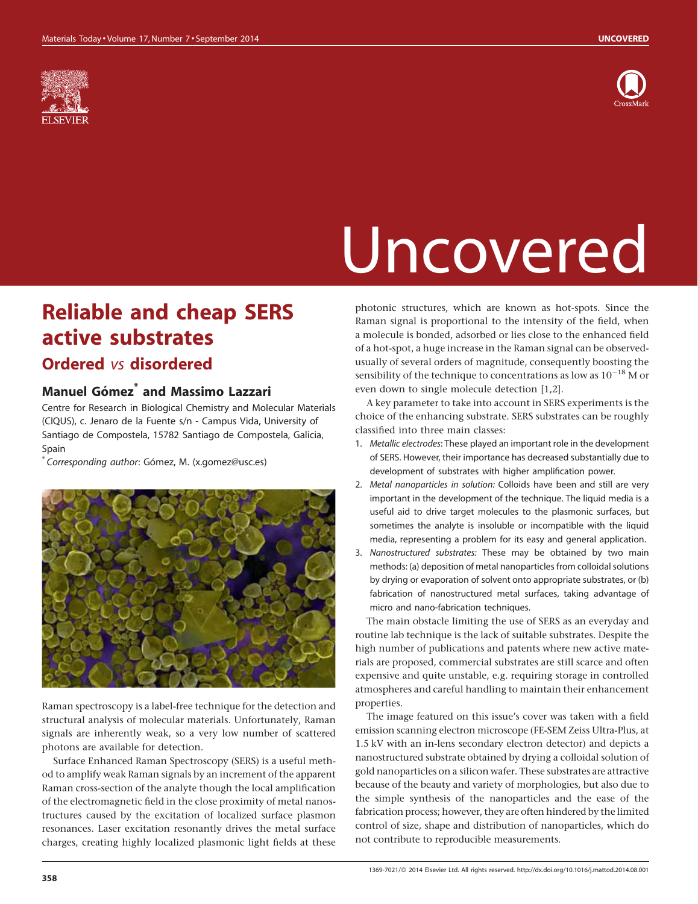# Uncovered

## Reliable and cheap SERS active substrates

### Ordered *vs* disordered

**Manuel Gómez\* and Massimo Lazzari**

Centre for Research in Biological Chemistry and Molecular Materials (CIQUS), c. Jenaro de la Fuente s/n - Campus Vida, University of Santiago de Compostela, 15782 Santiago de Compostela, Galicia, Spain

\* *Corresponding author*: Gómez, M. (x.gomez@usc.es)

Raman spectroscopy is a label-free technique for the detection and structural analysis of molecular materials. Unfortunately, Raman signals are inherently weak, so a very low number of scattered photons are available for detection.

Surface Enhanced Raman Spectroscopy (SERS) is a useful method to amplify weak Raman signals by an increment of the apparent Raman cross-section of the analyte though the local amplification of the electromagnetic field in the close proximity of metal nanostructures caused by the excitation of localized surface plasmon resonances. Laser excitation resonantly drives the metal surface charges, creating highly localized plasmonic light fields at these photonic structures, which are known as hot-spots. Since the Raman signal is proportional to the intensity of the field, when a molecule is bonded, adsorbed or lies close to the enhanced field of a hot-spot, a huge increase in the Raman signal can be observed-usually of several orders of magnitude, consequently boosting the sensibility of the technique to concentrations as low as $10^{-18}$ M or even down to single molecule detection [1,2].

A key parameter to take into account in SERS experiments is the choice of the enhancing substrate. SERS substrates can be roughly classified into three main classes:

1. *Metallic electrodes*: These played an important role in the development of SERS. However, their importance has decreased substantially due to development of substrates with higher amplification power.
2. *Metal nanoparticles in solution:* Colloids have been and still are very important in the development of the technique. The liquid media is a useful aid to drive target molecules to the plasmonic surfaces, but sometimes the analyte is insoluble or incompatible with the liquid media, representing a problem for its easy and general application.
3. *Nanostructured substrates:* These may be obtained by two main methods: (a) deposition of metal nanoparticles from colloidal solutions by drying or evaporation of solvent onto appropriate substrates, or (b) fabrication of nanostructured metal surfaces, taking advantage of micro and nano-fabrication techniques.

The main obstacle limiting the use of SERS as an everyday and routine lab technique is the lack of suitable substrates. Despite the high number of publications and patents where new active materials are proposed, commercial substrates are still scarce and often expensive and quite unstable, e.g. requiring storage in controlled atmospheres and careful handling to maintain their enhancement properties.

The image featured on this issue's cover was taken with a field emission scanning electron microscope (FE-SEM Zeiss Ultra-Plus, at 1.5 kV with an in-lens secondary electron detector) and depicts a nanostructured substrate obtained by drying a colloidal solution of gold nanoparticles on a silicon wafer. These substrates are attractive because of the beauty and variety of morphologies, but also due to the simple synthesis of the nanoparticles and the ease of the fabrication process; however, they are often hindered by the limited control of size, shape and distribution of nanoparticles, which do not contribute to reproducible measurements.

1369-7021/© 2014 Elsevier Ltd. All rights reserved. http://dx.doi.org/10.1016/j.mattod.2014.08.001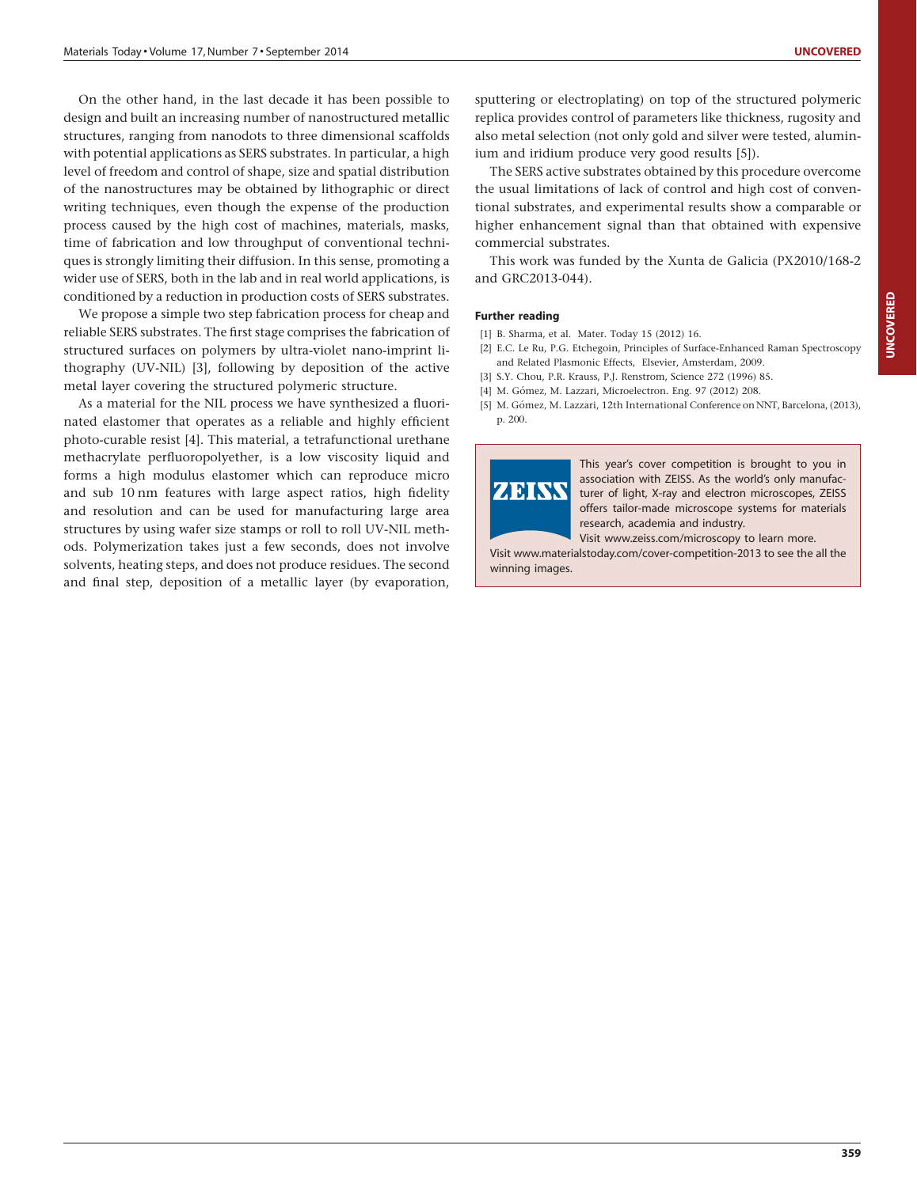On the other hand, in the last decade it has been possible to design and built an increasing number of nanostructured metallic structures, ranging from nanodots to three dimensional scaffolds with potential applications as SERS substrates. In particular, a high level of freedom and control of shape, size and spatial distribution of the nanostructures may be obtained by lithographic or direct writing techniques, even though the expense of the production process caused by the high cost of machines, materials, masks, time of fabrication and low throughput of conventional techniques is strongly limiting their diffusion. In this sense, promoting a wider use of SERS, both in the lab and in real world applications, is conditioned by a reduction in production costs of SERS substrates.

We propose a simple two step fabrication process for cheap and reliable SERS substrates. The first stage comprises the fabrication of structured surfaces on polymers by ultra-violet nano-imprint lithography (UV-NIL) [3], following by deposition of the active metal layer covering the structured polymeric structure.

As a material for the NIL process we have synthesized a fluorinated elastomer that operates as a reliable and highly efficient photo-curable resist [4]. This material, a tetrafunctional urethane methacrylate perfluoropolyether, is a low viscosity liquid and forms a high modulus elastomer which can reproduce micro and sub 10 nm features with large aspect ratios, high fidelity and resolution and can be used for manufacturing large area structures by using wafer size stamps or roll to roll UV-NIL methods. Polymerization takes just a few seconds, does not involve solvents, heating steps, and does not produce residues. The second and final step, deposition of a metallic layer (by evaporation, sputtering or electroplating) on top of the structured polymeric replica provides control of parameters like thickness, rugosity and also metal selection (not only gold and silver were tested, aluminium and iridium produce very good results [5]).

The SERS active substrates obtained by this procedure overcome the usual limitations of lack of control and high cost of conventional substrates, and experimental results show a comparable or higher enhancement signal than that obtained with expensive commercial substrates.

This work was funded by the Xunta de Galicia (PX2010/168-2 and GRC2013-044).

#### Further reading

[1] B. Sharma, et al. Mater. Today 15 (2012) 16.
[2] E.C. Le Ru, P.G. Etchegoin, Principles of Surface-Enhanced Raman Spectroscopy and Related Plasmonic Effects, Elsevier, Amsterdam, 2009.
[3] S.Y. Chou, P.R. Krauss, P.J. Renstrom, Science 272 (1996) 85.
[4] M. Gómez, M. Lazzari, Microelectron. Eng. 97 (2012) 208.
[5] M. Gómez, M. Lazzari, 12th International Conference on NNT, Barcelona, (2013), p. 200.

ZEISS

This year's cover competition is brought to you in association with ZEISS. As the world's only manufacturer of light, X-ray and electron microscopes, ZEISS offers tailor-made microscope systems for materials research, academia and industry.
Visit www.zeiss.com/microscopy to learn more.
Visit www.materialstoday.com/cover-competition-2013 to see the all the winning images.